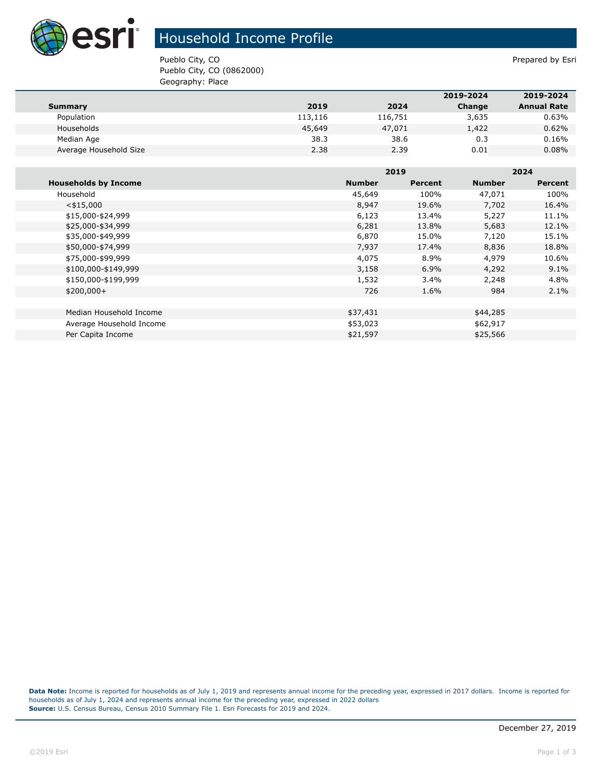# Household Income Profile

Pueblo City, CO
Pueblo City, CO (0862000)
Geography: Place

Prepared by Esri

| Summary | 2019 | 2024 | 2019-2024 Change | 2019-2024 Annual Rate |
|---|---|---|---|---|
| Population | 113,116 | 116,751 | 3,635 | 0.63% |
| Households | 45,649 | 47,071 | 1,422 | 0.62% |
| Median Age | 38.3 | 38.6 | 0.3 | 0.16% |
| Average Household Size | 2.38 | 2.39 | 0.01 | 0.08% |

| | 2019 | | 2024 | |
|---|---|---|---|---|
| **Households by Income** | **Number** | **Percent** | **Number** | **Percent** |
| Household | 45,649 | 100% | 47,071 | 100% |
| <$15,000 | 8,947 | 19.6% | 7,702 | 16.4% |
| $15,000-$24,999 | 6,123 | 13.4% | 5,227 | 11.1% |
| $25,000-$34,999 | 6,281 | 13.8% | 5,683 | 12.1% |
| $35,000-$49,999 | 6,870 | 15.0% | 7,120 | 15.1% |
| $50,000-$74,999 | 7,937 | 17.4% | 8,836 | 18.8% |
| $75,000-$99,999 | 4,075 | 8.9% | 4,979 | 10.6% |
| $100,000-$149,999 | 3,158 | 6.9% | 4,292 | 9.1% |
| $150,000-$199,999 | 1,532 | 3.4% | 2,248 | 4.8% |
| $200,000+ | 726 | 1.6% | 984 | 2.1% |
| | | | | |
| Median Household Income | $37,431 | | $44,285 | |
| Average Household Income | $53,023 | | $62,917 | |
| Per Capita Income | $21,597 | | $25,566 | |

**Data Note:** Income is reported for households as of July 1, 2019 and represents annual income for the preceding year, expressed in 2017 dollars. Income is reported for households as of July 1, 2024 and represents annual income for the preceding year, expressed in 2022 dollars
**Source:** U.S. Census Bureau, Census 2010 Summary File 1. Esri Forecasts for 2019 and 2024.

December 27, 2019

©2019 Esri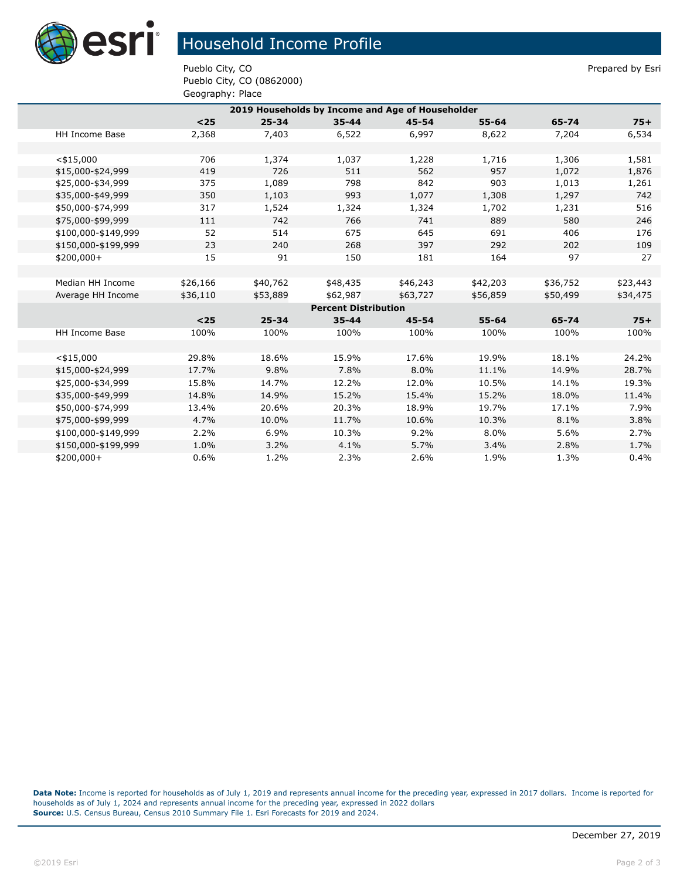# Household Income Profile

Pueblo City, CO
Pueblo City, CO (0862000)
Geography: Place

Prepared by Esri

| 2019 Households by Income and Age of Householder | | | | | | | |
|---|---|---|---|---|---|---|---|
| | **<25** | **25-34** | **35-44** | **45-54** | **55-64** | **65-74** | **75+** |
| HH Income Base | 2,368 | 7,403 | 6,522 | 6,997 | 8,622 | 7,204 | 6,534 |
| | | | | | | | |
| <$15,000 | 706 | 1,374 | 1,037 | 1,228 | 1,716 | 1,306 | 1,581 |
| $15,000-$24,999 | 419 | 726 | 511 | 562 | 957 | 1,072 | 1,876 |
| $25,000-$34,999 | 375 | 1,089 | 798 | 842 | 903 | 1,013 | 1,261 |
| $35,000-$49,999 | 350 | 1,103 | 993 | 1,077 | 1,308 | 1,297 | 742 |
| $50,000-$74,999 | 317 | 1,524 | 1,324 | 1,324 | 1,702 | 1,231 | 516 |
| $75,000-$99,999 | 111 | 742 | 766 | 741 | 889 | 580 | 246 |
| $100,000-$149,999 | 52 | 514 | 675 | 645 | 691 | 406 | 176 |
| $150,000-$199,999 | 23 | 240 | 268 | 397 | 292 | 202 | 109 |
| $200,000+ | 15 | 91 | 150 | 181 | 164 | 97 | 27 |
| | | | | | | | |
| Median HH Income | $26,166 | $40,762 | $48,435 | $46,243 | $42,203 | $36,752 | $23,443 |
| Average HH Income | $36,110 | $53,889 | $62,987 | $63,727 | $56,859 | $50,499 | $34,475 |
| **Percent Distribution** | | | | | | | |
| | **<25** | **25-34** | **35-44** | **45-54** | **55-64** | **65-74** | **75+** |
| HH Income Base | 100% | 100% | 100% | 100% | 100% | 100% | 100% |
| | | | | | | | |
| <$15,000 | 29.8% | 18.6% | 15.9% | 17.6% | 19.9% | 18.1% | 24.2% |
| $15,000-$24,999 | 17.7% | 9.8% | 7.8% | 8.0% | 11.1% | 14.9% | 28.7% |
| $25,000-$34,999 | 15.8% | 14.7% | 12.2% | 12.0% | 10.5% | 14.1% | 19.3% |
| $35,000-$49,999 | 14.8% | 14.9% | 15.2% | 15.4% | 15.2% | 18.0% | 11.4% |
| $50,000-$74,999 | 13.4% | 20.6% | 20.3% | 18.9% | 19.7% | 17.1% | 7.9% |
| $75,000-$99,999 | 4.7% | 10.0% | 11.7% | 10.6% | 10.3% | 8.1% | 3.8% |
| $100,000-$149,999 | 2.2% | 6.9% | 10.3% | 9.2% | 8.0% | 5.6% | 2.7% |
| $150,000-$199,999 | 1.0% | 3.2% | 4.1% | 5.7% | 3.4% | 2.8% | 1.7% |
| $200,000+ | 0.6% | 1.2% | 2.3% | 2.6% | 1.9% | 1.3% | 0.4% |

**Data Note:** Income is reported for households as of July 1, 2019 and represents annual income for the preceding year, expressed in 2017 dollars. Income is reported for households as of July 1, 2024 and represents annual income for the preceding year, expressed in 2022 dollars
**Source:** U.S. Census Bureau, Census 2010 Summary File 1. Esri Forecasts for 2019 and 2024.

December 27, 2019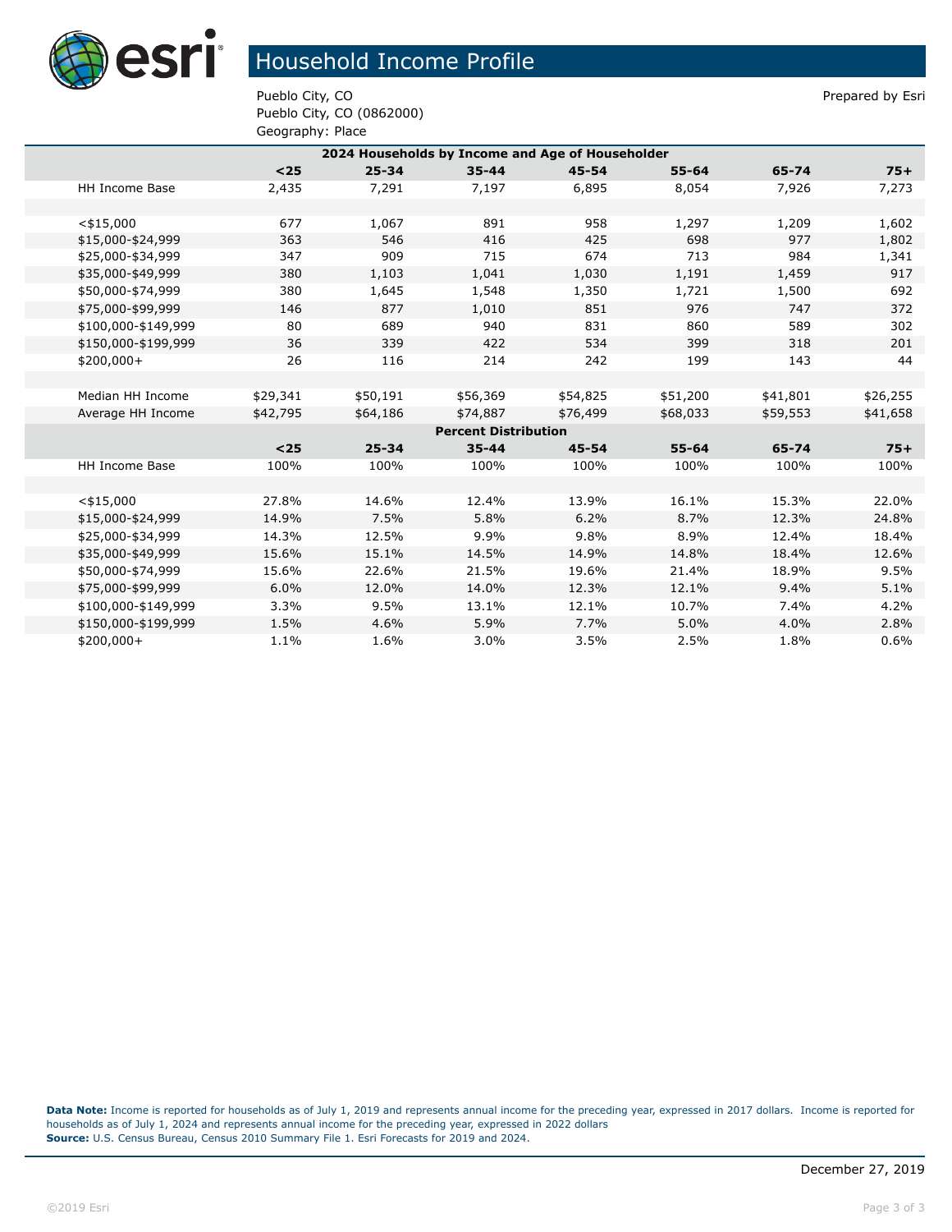# Household Income Profile

Pueblo City, CO
Pueblo City, CO (0862000)
Geography: Place

Prepared by Esri

| 2024 Households by Income and Age of Householder | | | | | | | |
|---|---|---|---|---|---|---|---|
| | <25 | 25-34 | 35-44 | 45-54 | 55-64 | 65-74 | 75+ |
| HH Income Base | 2,435 | 7,291 | 7,197 | 6,895 | 8,054 | 7,926 | 7,273 |
| | | | | | | | |
| <$15,000 | 677 | 1,067 | 891 | 958 | 1,297 | 1,209 | 1,602 |
| $15,000-$24,999 | 363 | 546 | 416 | 425 | 698 | 977 | 1,802 |
| $25,000-$34,999 | 347 | 909 | 715 | 674 | 713 | 984 | 1,341 |
| $35,000-$49,999 | 380 | 1,103 | 1,041 | 1,030 | 1,191 | 1,459 | 917 |
| $50,000-$74,999 | 380 | 1,645 | 1,548 | 1,350 | 1,721 | 1,500 | 692 |
| $75,000-$99,999 | 146 | 877 | 1,010 | 851 | 976 | 747 | 372 |
| $100,000-$149,999 | 80 | 689 | 940 | 831 | 860 | 589 | 302 |
| $150,000-$199,999 | 36 | 339 | 422 | 534 | 399 | 318 | 201 |
| $200,000+ | 26 | 116 | 214 | 242 | 199 | 143 | 44 |
| | | | | | | | |
| Median HH Income | $29,341 | $50,191 | $56,369 | $54,825 | $51,200 | $41,801 | $26,255 |
| Average HH Income | $42,795 | $64,186 | $74,887 | $76,499 | $68,033 | $59,553 | $41,658 |
| **Percent Distribution** | | | | | | | |
| | <25 | 25-34 | 35-44 | 45-54 | 55-64 | 65-74 | 75+ |
| HH Income Base | 100% | 100% | 100% | 100% | 100% | 100% | 100% |
| | | | | | | | |
| <$15,000 | 27.8% | 14.6% | 12.4% | 13.9% | 16.1% | 15.3% | 22.0% |
| $15,000-$24,999 | 14.9% | 7.5% | 5.8% | 6.2% | 8.7% | 12.3% | 24.8% |
| $25,000-$34,999 | 14.3% | 12.5% | 9.9% | 9.8% | 8.9% | 12.4% | 18.4% |
| $35,000-$49,999 | 15.6% | 15.1% | 14.5% | 14.9% | 14.8% | 18.4% | 12.6% |
| $50,000-$74,999 | 15.6% | 22.6% | 21.5% | 19.6% | 21.4% | 18.9% | 9.5% |
| $75,000-$99,999 | 6.0% | 12.0% | 14.0% | 12.3% | 12.1% | 9.4% | 5.1% |
| $100,000-$149,999 | 3.3% | 9.5% | 13.1% | 12.1% | 10.7% | 7.4% | 4.2% |
| $150,000-$199,999 | 1.5% | 4.6% | 5.9% | 7.7% | 5.0% | 4.0% | 2.8% |
| $200,000+ | 1.1% | 1.6% | 3.0% | 3.5% | 2.5% | 1.8% | 0.6% |

**Data Note:** Income is reported for households as of July 1, 2019 and represents annual income for the preceding year, expressed in 2017 dollars. Income is reported for households as of July 1, 2024 and represents annual income for the preceding year, expressed in 2022 dollars
**Source:** U.S. Census Bureau, Census 2010 Summary File 1. Esri Forecasts for 2019 and 2024.

December 27, 2019

©2019 Esri